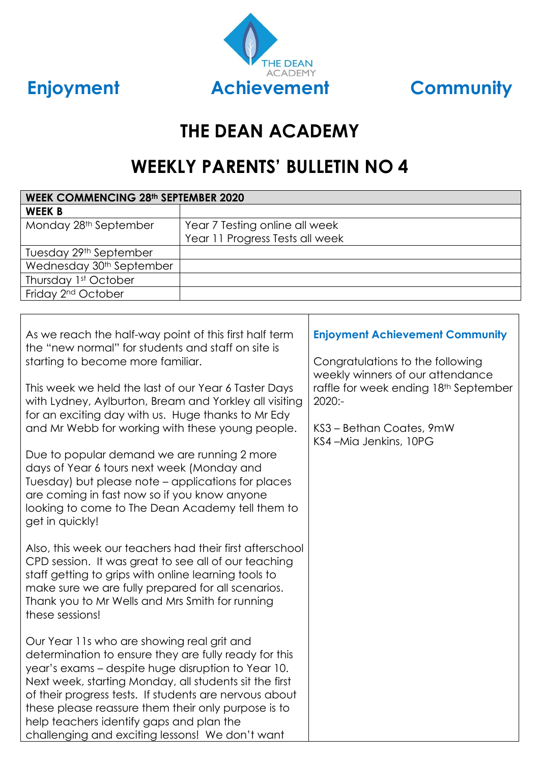THE DEAN ACADEMY

**Enjoyment** **Achievement** **Community**

# THE DEAN ACADEMY

## WEEKLY PARENTS' BULLETIN NO 4

| WEEK COMMENCING 28th SEPTEMBER 2020 | |
|---|---|
| **WEEK B** | |
| Monday 28th September | Year 7 Testing online all week<br>Year 11 Progress Tests all week |
| Tuesday 29th September | |
| Wednesday 30th September | |
| Thursday 1st October | |
| Friday 2nd October | |

As we reach the half-way point of this first half term the "new normal" for students and staff on site is starting to become more familiar.

This week we held the last of our Year 6 Taster Days with Lydney, Aylburton, Bream and Yorkley all visiting for an exciting day with us. Huge thanks to Mr Edy and Mr Webb for working with these young people.

Due to popular demand we are running 2 more days of Year 6 tours next week (Monday and Tuesday) but please note – applications for places are coming in fast now so if you know anyone looking to come to The Dean Academy tell them to get in quickly!

Also, this week our teachers had their first afterschool CPD session. It was great to see all of our teaching staff getting to grips with online learning tools to make sure we are fully prepared for all scenarios. Thank you to Mr Wells and Mrs Smith for running these sessions!

Our Year 11s who are showing real grit and determination to ensure they are fully ready for this year's exams – despite huge disruption to Year 10. Next week, starting Monday, all students sit the first of their progress tests. If students are nervous about these please reassure them their only purpose is to help teachers identify gaps and plan the challenging and exciting lessons! We don't want

**Enjoyment Achievement Community**

Congratulations to the following weekly winners of our attendance raffle for week ending 18th September 2020:-

KS3 – Bethan Coates, 9mW
KS4 –Mia Jenkins, 10PG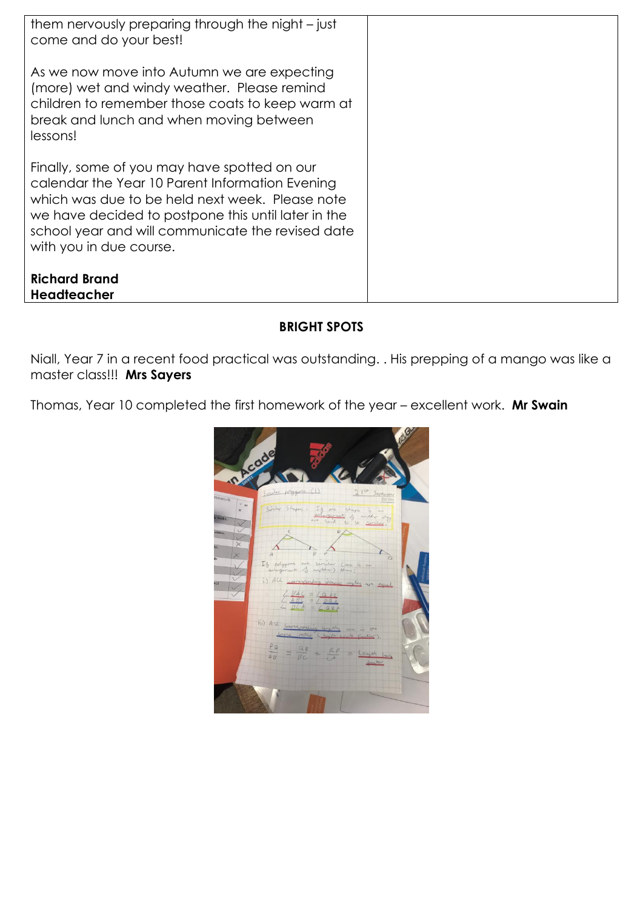them nervously preparing through the night – just come and do your best!

As we now move into Autumn we are expecting (more) wet and windy weather. Please remind children to remember those coats to keep warm at break and lunch and when moving between lessons!

Finally, some of you may have spotted on our calendar the Year 10 Parent Information Evening which was due to be held next week. Please note we have decided to postpone this until later in the school year and will communicate the revised date with you in due course.

**Richard Brand**
**Headteacher**

## BRIGHT SPOTS

Niall, Year 7 in a recent food practical was outstanding. . His prepping of a mango was like a master class!!! **Mrs Sayers**

Thomas, Year 10 completed the first homework of the year – excellent work. **Mr Swain**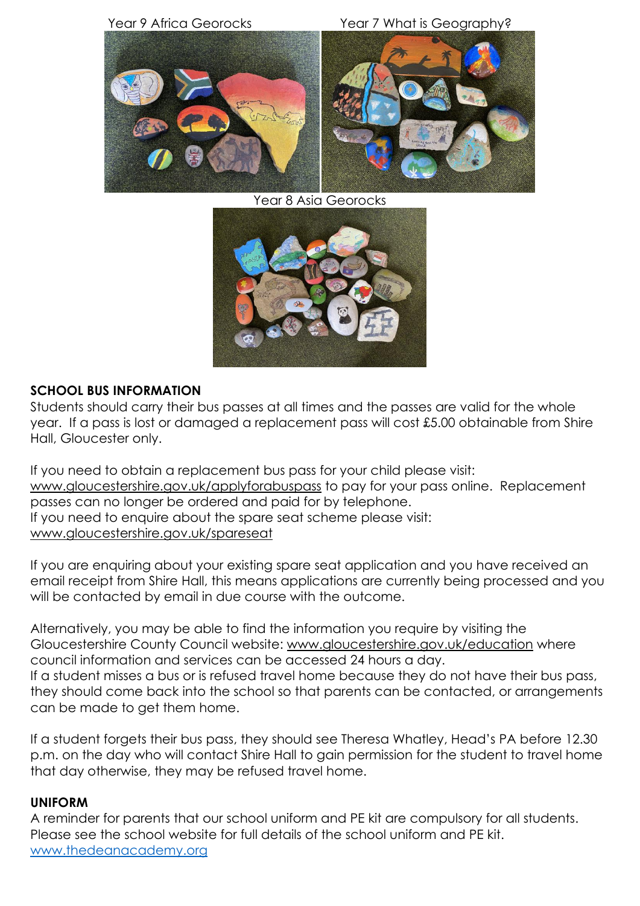Year 9 Africa Georocks

Year 7 What is Geography?

Year 8 Asia Georocks

**SCHOOL BUS INFORMATION**

Students should carry their bus passes at all times and the passes are valid for the whole year. If a pass is lost or damaged a replacement pass will cost £5.00 obtainable from Shire Hall, Gloucester only.

If you need to obtain a replacement bus pass for your child please visit: www.gloucestershire.gov.uk/applyforabuspass to pay for your pass online. Replacement passes can no longer be ordered and paid for by telephone.
If you need to enquire about the spare seat scheme please visit: www.gloucestershire.gov.uk/spareseat

If you are enquiring about your existing spare seat application and you have received an email receipt from Shire Hall, this means applications are currently being processed and you will be contacted by email in due course with the outcome.

Alternatively, you may be able to find the information you require by visiting the Gloucestershire County Council website: www.gloucestershire.gov.uk/education where council information and services can be accessed 24 hours a day.
If a student misses a bus or is refused travel home because they do not have their bus pass, they should come back into the school so that parents can be contacted, or arrangements can be made to get them home.

If a student forgets their bus pass, they should see Theresa Whatley, Head's PA before 12.30 p.m. on the day who will contact Shire Hall to gain permission for the student to travel home that day otherwise, they may be refused travel home.

**UNIFORM**

A reminder for parents that our school uniform and PE kit are compulsory for all students. Please see the school website for full details of the school uniform and PE kit.
www.thedeanacademy.org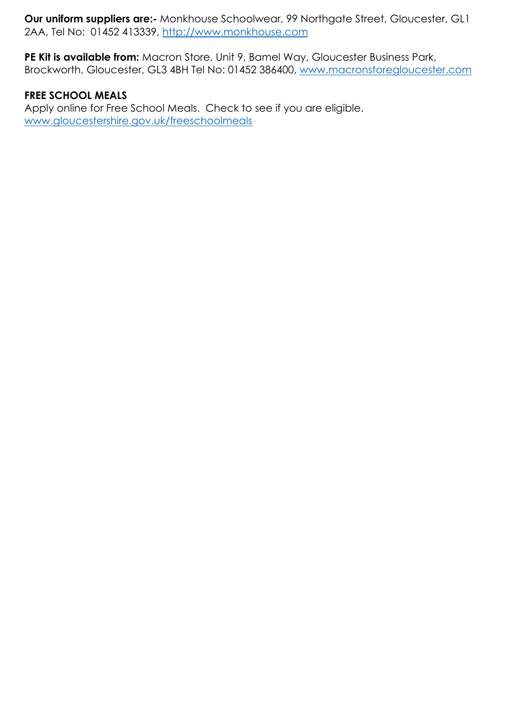**Our uniform suppliers are:-** Monkhouse Schoolwear, 99 Northgate Street, Gloucester, GL1 2AA, Tel No: 01452 413339, http://www.monkhouse.com

**PE Kit is available from:** Macron Store, Unit 9, Bamel Way, Gloucester Business Park, Brockworth, Gloucester, GL3 4BH Tel No: 01452 386400, www.macronstoregloucester.com

**FREE SCHOOL MEALS**

Apply online for Free School Meals. Check to see if you are eligible.
www.gloucestershire.gov.uk/freeschoolmeals